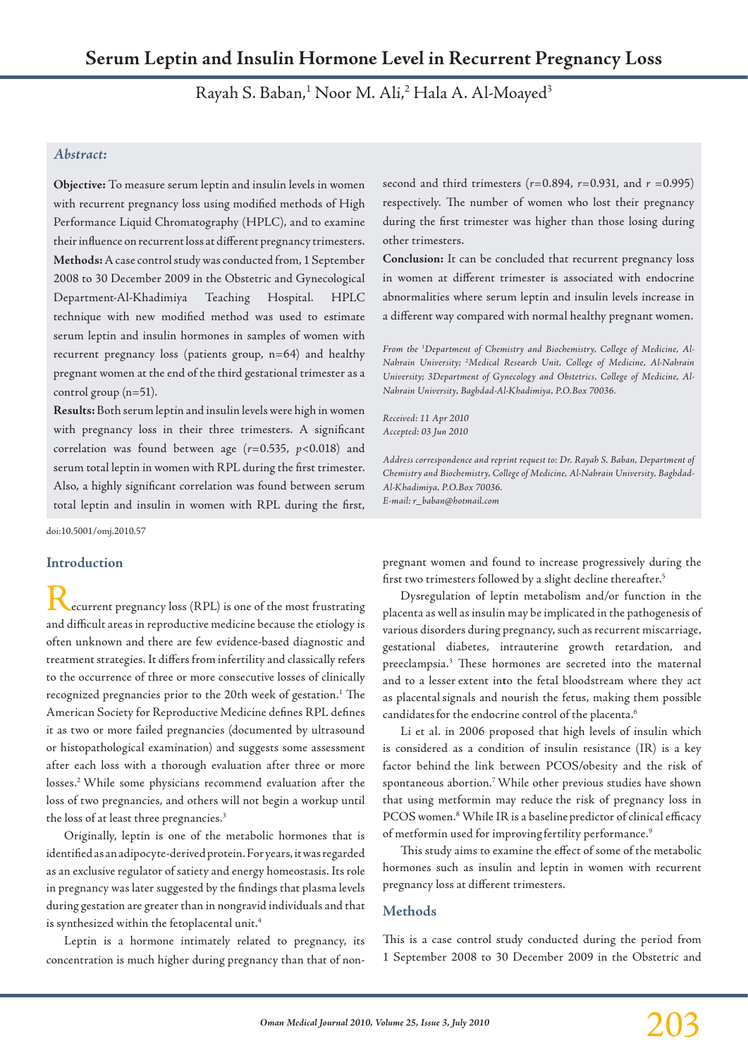# Serum Leptin and Insulin Hormone Level in Recurrent Pregnancy Loss

Rayah S. Baban,[1] Noor M. Ali,[2] Hala A. Al-Moayed[3]

### *Abstract:*

**Objective:** To measure serum leptin and insulin levels in women with recurrent pregnancy loss using modified methods of High Performance Liquid Chromatography (HPLC), and to examine their influence on recurrent loss at different pregnancy trimesters.

**Methods:** A case control study was conducted from, 1 September 2008 to 30 December 2009 in the Obstetric and Gynecological Department-Al-Khadimiya Teaching Hospital. HPLC technique with new modified method was used to estimate serum leptin and insulin hormones in samples of women with recurrent pregnancy loss (patients group, n=64) and healthy pregnant women at the end of the third gestational trimester as a control group (n=51).

**Results:** Both serum leptin and insulin levels were high in women with pregnancy loss in their three trimesters. A significant correlation was found between age ($r$=0.535, $p$<0.018) and serum total leptin in women with RPL during the first trimester. Also, a highly significant correlation was found between serum total leptin and insulin in women with RPL during the first, second and third trimesters ($r$=0.894, $r$=0.931, and $r$ =0.995) respectively. The number of women who lost their pregnancy during the first trimester was higher than those losing during other trimesters.

**Conclusion:** It can be concluded that recurrent pregnancy loss in women at different trimester is associated with endocrine abnormalities where serum leptin and insulin levels increase in a different way compared with normal healthy pregnant women.

*From the [1]Department of Chemistry and Biochemistry, College of Medicine, Al-Nahrain University; [2]Medical Research Unit, College of Medicine, Al-Nahrain University; 3Department of Gynecology and Obstetrics, College of Medicine, Al-Nahrain University, Baghdad-Al-Khadimiya, P.O.Box 70036.*

*Received: 11 Apr 2010*
*Accepted: 03 Jun 2010*

*Address correspondence and reprint request to: Dr. Rayah S. Baban, Department of Chemistry and Biochemistry, College of Medicine, Al-Nahrain University, Baghdad-Al-Khadimiya, P.O.Box 70036.*
*E-mail: r_baban@hotmail.com*

doi:10.5001/omj.2010.57

## Introduction

Recurrent pregnancy loss (RPL) is one of the most frustrating and difficult areas in reproductive medicine because the etiology is often unknown and there are few evidence-based diagnostic and treatment strategies. It differs from infertility and classically refers to the occurrence of three or more consecutive losses of clinically recognized pregnancies prior to the 20th week of gestation.[1] The American Society for Reproductive Medicine defines RPL defines it as two or more failed pregnancies (documented by ultrasound or histopathological examination) and suggests some assessment after each loss with a thorough evaluation after three or more losses.[2] While some physicians recommend evaluation after the loss of two pregnancies, and others will not begin a workup until the loss of at least three pregnancies.[3]

Originally, leptin is one of the metabolic hormones that is identified as an adipocyte-derived protein. For years, it was regarded as an exclusive regulator of satiety and energy homeostasis. Its role in pregnancy was later suggested by the findings that plasma levels during gestation are greater than in nongravid individuals and that is synthesized within the fetoplacental unit.[4]

Leptin is a hormone intimately related to pregnancy, its concentration is much higher during pregnancy than that of non-pregnant women and found to increase progressively during the first two trimesters followed by a slight decline thereafter.[5]

Dysregulation of leptin metabolism and/or function in the placenta as well as insulin may be implicated in the pathogenesis of various disorders during pregnancy, such as recurrent miscarriage, gestational diabetes, intrauterine growth retardation, and preeclampsia.[3] These hormones are secreted into the maternal and to a lesser extent into the fetal bloodstream where they act as placental signals and nourish the fetus, making them possible candidates for the endocrine control of the placenta.[6]

Li et al. in 2006 proposed that high levels of insulin which is considered as a condition of insulin resistance (IR) is a key factor behind the link between PCOS/obesity and the risk of spontaneous abortion.[7] While other previous studies have shown that using metformin may reduce the risk of pregnancy loss in PCOS women.[8] While IR is a baseline predictor of clinical efficacy of metformin used for improving fertility performance.[9]

This study aims to examine the effect of some of the metabolic hormones such as insulin and leptin in women with recurrent pregnancy loss at different trimesters.

## Methods

This is a case control study conducted during the period from 1 September 2008 to 30 December 2009 in the Obstetric and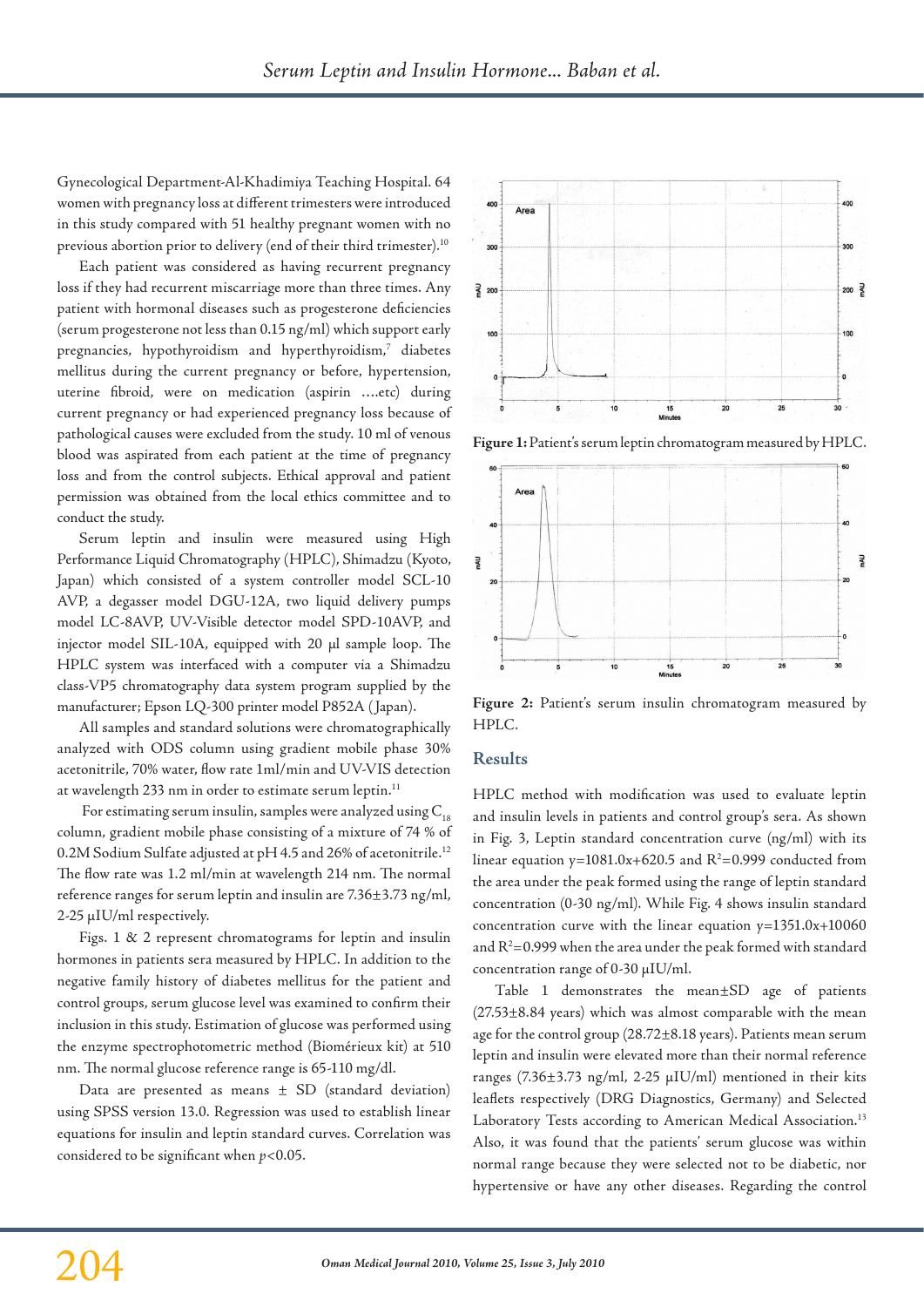Gynecological Department-Al-Khadimiya Teaching Hospital. 64 women with pregnancy loss at different trimesters were introduced in this study compared with 51 healthy pregnant women with no previous abortion prior to delivery (end of their third trimester).[10]

Each patient was considered as having recurrent pregnancy loss if they had recurrent miscarriage more than three times. Any patient with hormonal diseases such as progesterone deficiencies (serum progesterone not less than 0.15 ng/ml) which support early pregnancies, hypothyroidism and hyperthyroidism,[7] diabetes mellitus during the current pregnancy or before, hypertension, uterine fibroid, were on medication (aspirin ….etc) during current pregnancy or had experienced pregnancy loss because of pathological causes were excluded from the study. 10 ml of venous blood was aspirated from each patient at the time of pregnancy loss and from the control subjects. Ethical approval and patient permission was obtained from the local ethics committee and to conduct the study.

Serum leptin and insulin were measured using High Performance Liquid Chromatography (HPLC), Shimadzu (Kyoto, Japan) which consisted of a system controller model SCL-10 AVP, a degasser model DGU-12A, two liquid delivery pumps model LC-8AVP, UV-Visible detector model SPD-10AVP, and injector model SIL-10A, equipped with 20 µl sample loop. The HPLC system was interfaced with a computer via a Shimadzu class-VP5 chromatography data system program supplied by the manufacturer; Epson LQ-300 printer model P852A (Japan).

All samples and standard solutions were chromatographically analyzed with ODS column using gradient mobile phase 30% acetonitrile, 70% water, flow rate 1ml/min and UV-VIS detection at wavelength 233 nm in order to estimate serum leptin.[11]

For estimating serum insulin, samples were analyzed using $C_{18}$ column, gradient mobile phase consisting of a mixture of 74 % of 0.2M Sodium Sulfate adjusted at pH 4.5 and 26% of acetonitrile.[12] The flow rate was 1.2 ml/min at wavelength 214 nm. The normal reference ranges for serum leptin and insulin are 7.36±3.73 ng/ml, 2-25 µIU/ml respectively.

Figs. 1 & 2 represent chromatograms for leptin and insulin hormones in patients sera measured by HPLC. In addition to the negative family history of diabetes mellitus for the patient and control groups, serum glucose level was examined to confirm their inclusion in this study. Estimation of glucose was performed using the enzyme spectrophotometric method (Biomérieux kit) at 510 nm. The normal glucose reference range is 65-110 mg/dl.

Data are presented as means ± SD (standard deviation) using SPSS version 13.0. Regression was used to establish linear equations for insulin and leptin standard curves. Correlation was considered to be significant when $p<0.05$.

**Figure 1:** Patient's serum leptin chromatogram measured by HPLC.

**Figure 2:** Patient's serum insulin chromatogram measured by HPLC.

## Results

HPLC method with modification was used to evaluate leptin and insulin levels in patients and control group's sera. As shown in Fig. 3, Leptin standard concentration curve (ng/ml) with its linear equation $y=1081.0x+620.5$ and $R^2=0.999$ conducted from the area under the peak formed using the range of leptin standard concentration (0-30 ng/ml). While Fig. 4 shows insulin standard concentration curve with the linear equation $y=1351.0x+10060$ and $R^2=0.999$ when the area under the peak formed with standard concentration range of 0-30 µIU/ml.

Table 1 demonstrates the mean±SD age of patients (27.53±8.84 years) which was almost comparable with the mean age for the control group (28.72±8.18 years). Patients mean serum leptin and insulin were elevated more than their normal reference ranges (7.36±3.73 ng/ml, 2-25 µIU/ml) mentioned in their kits leaflets respectively (DRG Diagnostics, Germany) and Selected Laboratory Tests according to American Medical Association.[13] Also, it was found that the patients' serum glucose was within normal range because they were selected not to be diabetic, nor hypertensive or have any other diseases. Regarding the control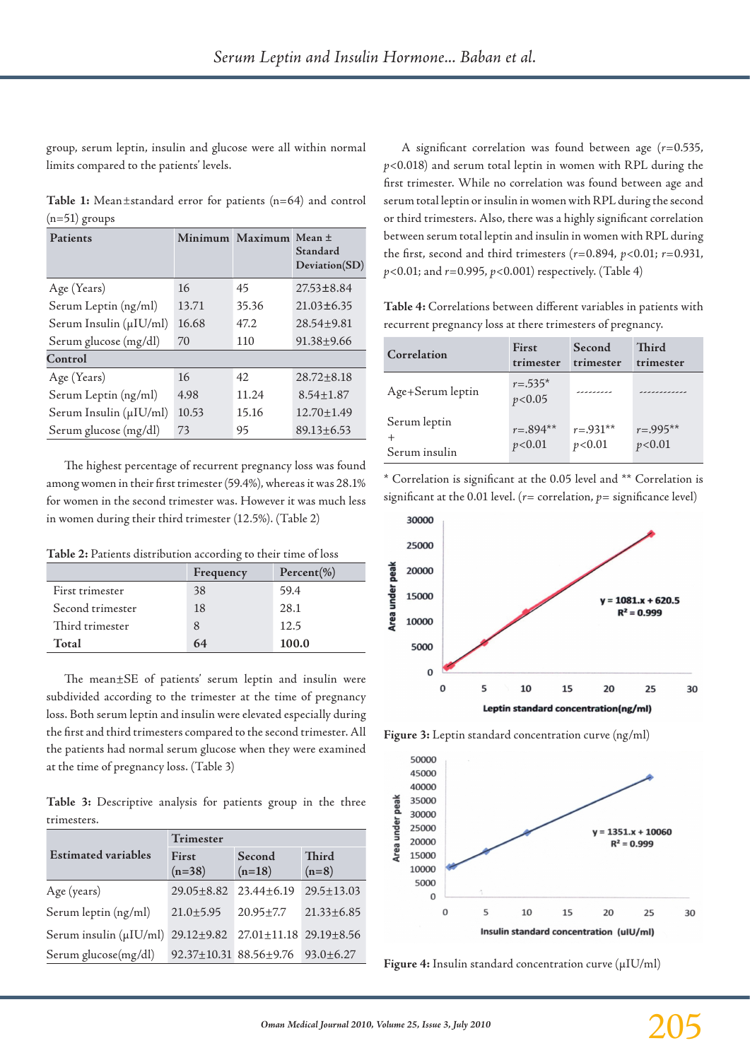group, serum leptin, insulin and glucose were all within normal limits compared to the patients' levels.

**Table 1:** Mean±standard error for patients (n=64) and control (n=51) groups

| Patients | Minimum | Maximum | Mean ± Standard Deviation(SD) |
|---|---|---|---|
| Age (Years) | 16 | 45 | 27.53±8.84 |
| Serum Leptin (ng/ml) | 13.71 | 35.36 | 21.03±6.35 |
| Serum Insulin (μIU/ml) | 16.68 | 47.2 | 28.54±9.81 |
| Serum glucose (mg/dl) | 70 | 110 | 91.38±9.66 |
| **Control** | | | |
| Age (Years) | 16 | 42 | 28.72±8.18 |
| Serum Leptin (ng/ml) | 4.98 | 11.24 | 8.54±1.87 |
| Serum Insulin (μIU/ml) | 10.53 | 15.16 | 12.70±1.49 |
| Serum glucose (mg/dl) | 73 | 95 | 89.13±6.53 |

The highest percentage of recurrent pregnancy loss was found among women in their first trimester (59.4%), whereas it was 28.1% for women in the second trimester was. However it was much less in women during their third trimester (12.5%). (Table 2)

**Table 2:** Patients distribution according to their time of loss

| | Frequency | Percent(%) |
|---|---|---|
| First trimester | 38 | 59.4 |
| Second trimester | 18 | 28.1 |
| Third trimester | 8 | 12.5 |
| **Total** | **64** | **100.0** |

The mean±SE of patients' serum leptin and insulin were subdivided according to the trimester at the time of pregnancy loss. Both serum leptin and insulin were elevated especially during the first and third trimesters compared to the second trimester. All the patients had normal serum glucose when they were examined at the time of pregnancy loss. (Table 3)

**Table 3:** Descriptive analysis for patients group in the three trimesters.

| Estimated variables | Trimester | | |
|---|---|---|---|
| | First (n=38) | Second (n=18) | Third (n=8) |
| Age (years) | 29.05±8.82 | 23.44±6.19 | 29.5±13.03 |
| Serum leptin (ng/ml) | 21.0±5.95 | 20.95±7.7 | 21.33±6.85 |
| Serum insulin (μIU/ml) | 29.12±9.82 | 27.01±11.18 | 29.19±8.56 |
| Serum glucose(mg/dl) | 92.37±10.31 | 88.56±9.76 | 93.0±6.27 |

A significant correlation was found between age ($r$=0.535, $p$<0.018) and serum total leptin in women with RPL during the first trimester. While no correlation was found between age and serum total leptin or insulin in women with RPL during the second or third trimesters. Also, there was a highly significant correlation between serum total leptin and insulin in women with RPL during the first, second and third trimesters ($r$=0.894, $p$<0.01; $r$=0.931, $p$<0.01; and $r$=0.995, $p$<0.001) respectively. (Table 4)

**Table 4:** Correlations between different variables in patients with recurrent pregnancy loss at there trimesters of pregnancy.

| Correlation | First trimester | Second trimester | Third trimester |
|---|---|---|---|
| Age+Serum leptin | $r$=.535* $p$<0.05 | --------- | ------------ |
| Serum leptin + Serum insulin | $r$=.894** $p$<0.01 | $r$=.931** $p$<0.01 | $r$=.995** $p$<0.01 |

* Correlation is significant at the 0.05 level and ** Correlation is significant at the 0.01 level. ($r$= correlation, $p$= significance level)

**Figure 3:** Leptin standard concentration curve (ng/ml)

**Figure 4:** Insulin standard concentration curve (μIU/ml)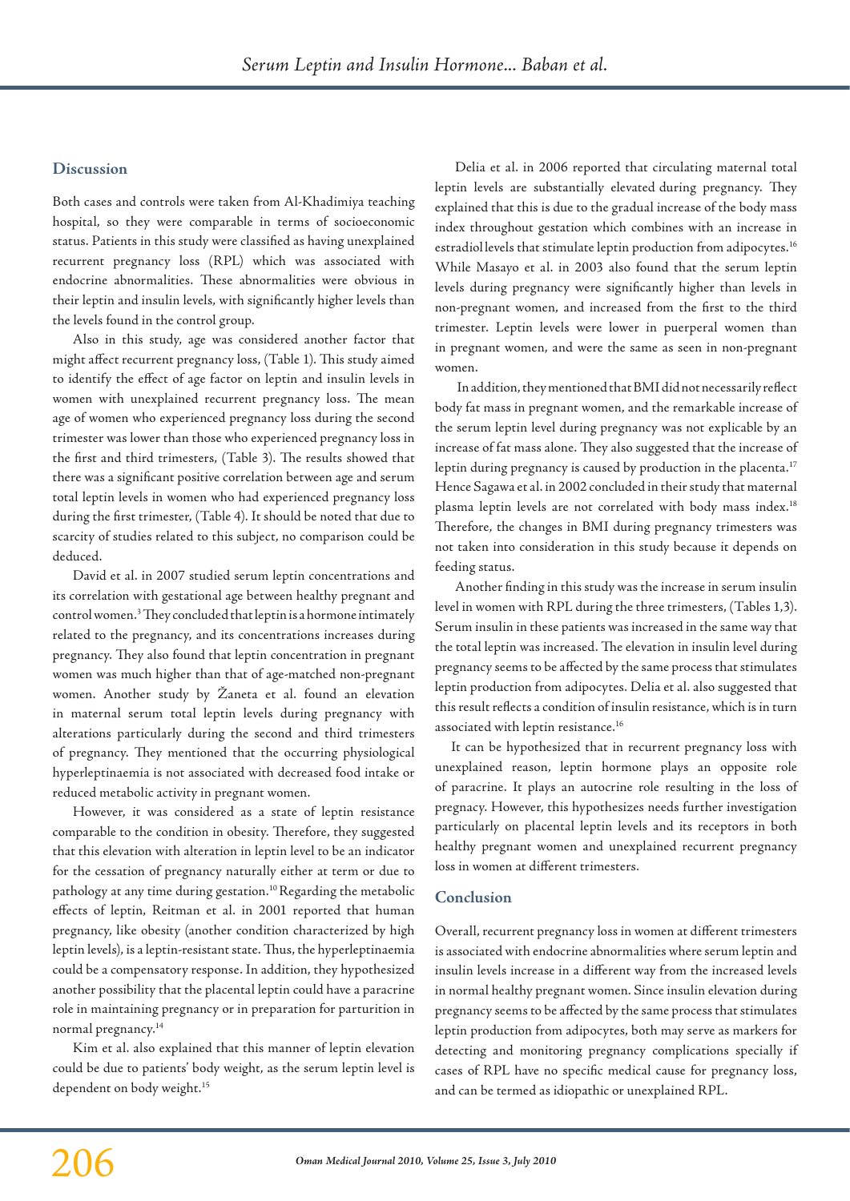## Discussion

Both cases and controls were taken from Al-Khadimiya teaching hospital, so they were comparable in terms of socioeconomic status. Patients in this study were classified as having unexplained recurrent pregnancy loss (RPL) which was associated with endocrine abnormalities. These abnormalities were obvious in their leptin and insulin levels, with significantly higher levels than the levels found in the control group.

Also in this study, age was considered another factor that might affect recurrent pregnancy loss, (Table 1). This study aimed to identify the effect of age factor on leptin and insulin levels in women with unexplained recurrent pregnancy loss. The mean age of women who experienced pregnancy loss during the second trimester was lower than those who experienced pregnancy loss in the first and third trimesters, (Table 3). The results showed that there was a significant positive correlation between age and serum total leptin levels in women who had experienced pregnancy loss during the first trimester, (Table 4). It should be noted that due to scarcity of studies related to this subject, no comparison could be deduced.

David et al. in 2007 studied serum leptin concentrations and its correlation with gestational age between healthy pregnant and control women.[3] They concluded that leptin is a hormone intimately related to the pregnancy, and its concentrations increases during pregnancy. They also found that leptin concentration in pregnant women was much higher than that of age-matched non-pregnant women. Another study by Žaneta et al. found an elevation in maternal serum total leptin levels during pregnancy with alterations particularly during the second and third trimesters of pregnancy. They mentioned that the occurring physiological hyperleptinaemia is not associated with decreased food intake or reduced metabolic activity in pregnant women.

However, it was considered as a state of leptin resistance comparable to the condition in obesity. Therefore, they suggested that this elevation with alteration in leptin level to be an indicator for the cessation of pregnancy naturally either at term or due to pathology at any time during gestation.[10] Regarding the metabolic effects of leptin, Reitman et al. in 2001 reported that human pregnancy, like obesity (another condition characterized by high leptin levels), is a leptin-resistant state. Thus, the hyperleptinaemia could be a compensatory response. In addition, they hypothesized another possibility that the placental leptin could have a paracrine role in maintaining pregnancy or in preparation for parturition in normal pregnancy.[14]

Kim et al. also explained that this manner of leptin elevation could be due to patients' body weight, as the serum leptin level is dependent on body weight.[15]

Delia et al. in 2006 reported that circulating maternal total leptin levels are substantially elevated during pregnancy. They explained that this is due to the gradual increase of the body mass index throughout gestation which combines with an increase in estradiol levels that stimulate leptin production from adipocytes.[16] While Masayo et al. in 2003 also found that the serum leptin levels during pregnancy were significantly higher than levels in non-pregnant women, and increased from the first to the third trimester. Leptin levels were lower in puerperal women than in pregnant women, and were the same as seen in non-pregnant women.

In addition, they mentioned that BMI did not necessarily reflect body fat mass in pregnant women, and the remarkable increase of the serum leptin level during pregnancy was not explicable by an increase of fat mass alone. They also suggested that the increase of leptin during pregnancy is caused by production in the placenta.[17] Hence Sagawa et al. in 2002 concluded in their study that maternal plasma leptin levels are not correlated with body mass index.[18] Therefore, the changes in BMI during pregnancy trimesters was not taken into consideration in this study because it depends on feeding status.

Another finding in this study was the increase in serum insulin level in women with RPL during the three trimesters, (Tables 1,3). Serum insulin in these patients was increased in the same way that the total leptin was increased. The elevation in insulin level during pregnancy seems to be affected by the same process that stimulates leptin production from adipocytes. Delia et al. also suggested that this result reflects a condition of insulin resistance, which is in turn associated with leptin resistance.[16]

It can be hypothesized that in recurrent pregnancy loss with unexplained reason, leptin hormone plays an opposite role of paracrine. It plays an autocrine role resulting in the loss of pregnacy. However, this hypothesizes needs further investigation particularly on placental leptin levels and its receptors in both healthy pregnant women and unexplained recurrent pregnancy loss in women at different trimesters.

## Conclusion

Overall, recurrent pregnancy loss in women at different trimesters is associated with endocrine abnormalities where serum leptin and insulin levels increase in a different way from the increased levels in normal healthy pregnant women. Since insulin elevation during pregnancy seems to be affected by the same process that stimulates leptin production from adipocytes, both may serve as markers for detecting and monitoring pregnancy complications specially if cases of RPL have no specific medical cause for pregnancy loss, and can be termed as idiopathic or unexplained RPL.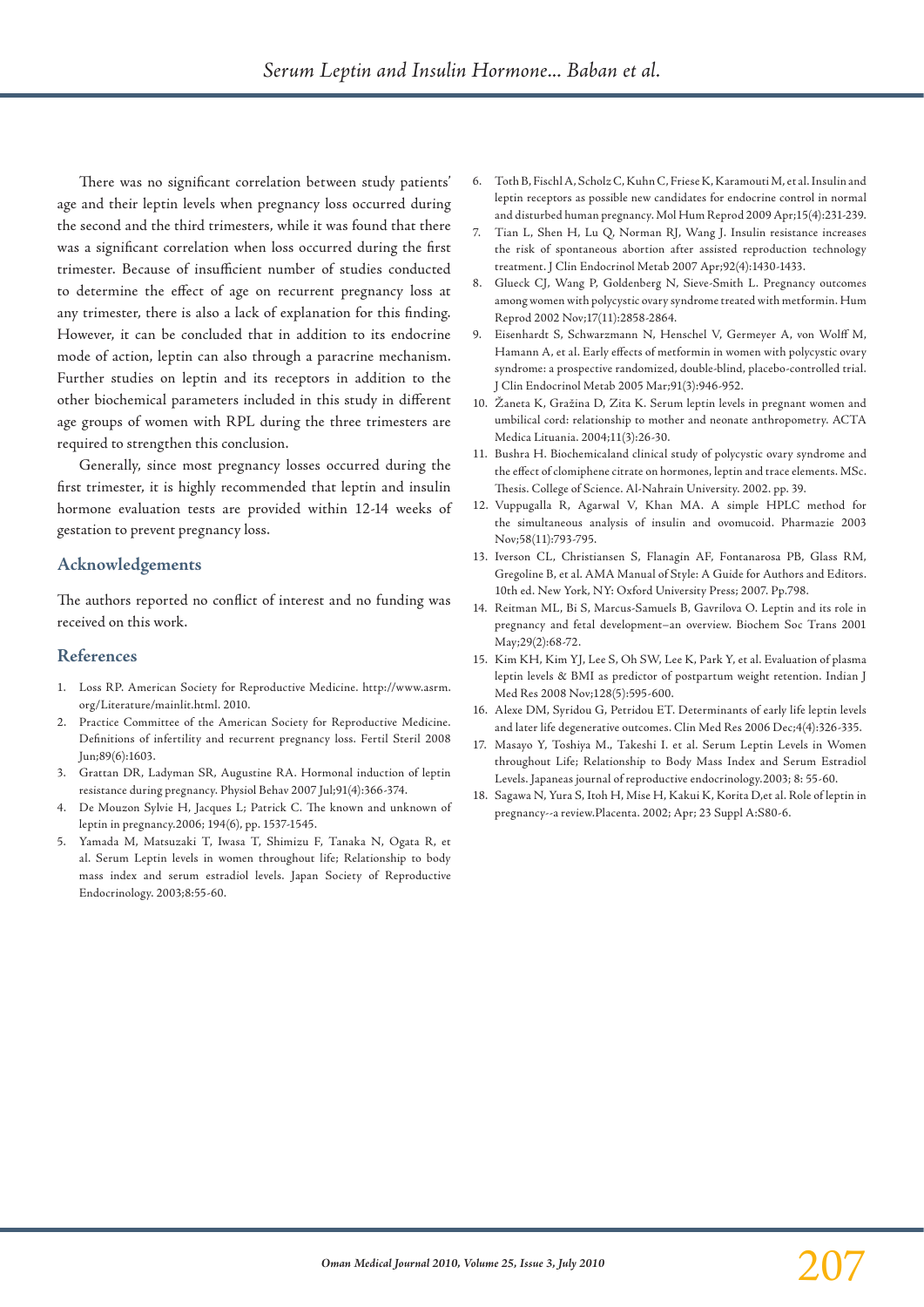There was no significant correlation between study patients' age and their leptin levels when pregnancy loss occurred during the second and the third trimesters, while it was found that there was a significant correlation when loss occurred during the first trimester. Because of insufficient number of studies conducted to determine the effect of age on recurrent pregnancy loss at any trimester, there is also a lack of explanation for this finding. However, it can be concluded that in addition to its endocrine mode of action, leptin can also through a paracrine mechanism. Further studies on leptin and its receptors in addition to the other biochemical parameters included in this study in different age groups of women with RPL during the three trimesters are required to strengthen this conclusion.

Generally, since most pregnancy losses occurred during the first trimester, it is highly recommended that leptin and insulin hormone evaluation tests are provided within 12-14 weeks of gestation to prevent pregnancy loss.

## Acknowledgements

The authors reported no conflict of interest and no funding was received on this work.

## References

1. Loss RP. American Society for Reproductive Medicine. http://www.asrm.org/Literature/mainlit.html. 2010.
2. Practice Committee of the American Society for Reproductive Medicine. Definitions of infertility and recurrent pregnancy loss. Fertil Steril 2008 Jun;89(6):1603.
3. Grattan DR, Ladyman SR, Augustine RA. Hormonal induction of leptin resistance during pregnancy. Physiol Behav 2007 Jul;91(4):366-374.
4. De Mouzon Sylvie H, Jacques L; Patrick C. The known and unknown of leptin in pregnancy.2006; 194(6), pp. 1537-1545.
5. Yamada M, Matsuzaki T, Iwasa T, Shimizu F, Tanaka N, Ogata R, et al. Serum Leptin levels in women throughout life; Relationship to body mass index and serum estradiol levels. Japan Society of Reproductive Endocrinology. 2003;8:55-60.
6. Toth B, Fischl A, Scholz C, Kuhn C, Friese K, Karamouti M, et al. Insulin and leptin receptors as possible new candidates for endocrine control in normal and disturbed human pregnancy. Mol Hum Reprod 2009 Apr;15(4):231-239.
7. Tian L, Shen H, Lu Q, Norman RJ, Wang J. Insulin resistance increases the risk of spontaneous abortion after assisted reproduction technology treatment. J Clin Endocrinol Metab 2007 Apr;92(4):1430-1433.
8. Glueck CJ, Wang P, Goldenberg N, Sieve-Smith L. Pregnancy outcomes among women with polycystic ovary syndrome treated with metformin. Hum Reprod 2002 Nov;17(11):2858-2864.
9. Eisenhardt S, Schwarzmann N, Henschel V, Germeyer A, von Wolff M, Hamann A, et al. Early effects of metformin in women with polycystic ovary syndrome: a prospective randomized, double-blind, placebo-controlled trial. J Clin Endocrinol Metab 2005 Mar;91(3):946-952.
10. Žaneta K, Gražina D, Zita K. Serum leptin levels in pregnant women and umbilical cord: relationship to mother and neonate anthropometry. ACTA Medica Lituania. 2004;11(3):26-30.
11. Bushra H. Biochemicaland clinical study of polycystic ovary syndrome and the effect of clomiphene citrate on hormones, leptin and trace elements. MSc. Thesis. College of Science. Al-Nahrain University. 2002. pp. 39.
12. Vuppugalla R, Agarwal V, Khan MA. A simple HPLC method for the simultaneous analysis of insulin and ovomucoid. Pharmazie 2003 Nov;58(11):793-795.
13. Iverson CL, Christiansen S, Flanagin AF, Fontanarosa PB, Glass RM, Gregoline B, et al. AMA Manual of Style: A Guide for Authors and Editors. 10th ed. New York, NY: Oxford University Press; 2007. Pp.798.
14. Reitman ML, Bi S, Marcus-Samuels B, Gavrilova O. Leptin and its role in pregnancy and fetal development–an overview. Biochem Soc Trans 2001 May;29(2):68-72.
15. Kim KH, Kim YJ, Lee S, Oh SW, Lee K, Park Y, et al. Evaluation of plasma leptin levels & BMI as predictor of postpartum weight retention. Indian J Med Res 2008 Nov;128(5):595-600.
16. Alexe DM, Syridou G, Petridou ET. Determinants of early life leptin levels and later life degenerative outcomes. Clin Med Res 2006 Dec;4(4):326-335.
17. Masayo Y, Toshiya M., Takeshi I. et al. Serum Leptin Levels in Women throughout Life; Relationship to Body Mass Index and Serum Estradiol Levels. Japaneas journal of reproductive endocrinology.2003; 8: 55-60.
18. Sagawa N, Yura S, Itoh H, Mise H, Kakui K, Korita D,et al. Role of leptin in pregnancy--a review.Placenta. 2002; Apr; 23 Suppl A:S80-6.